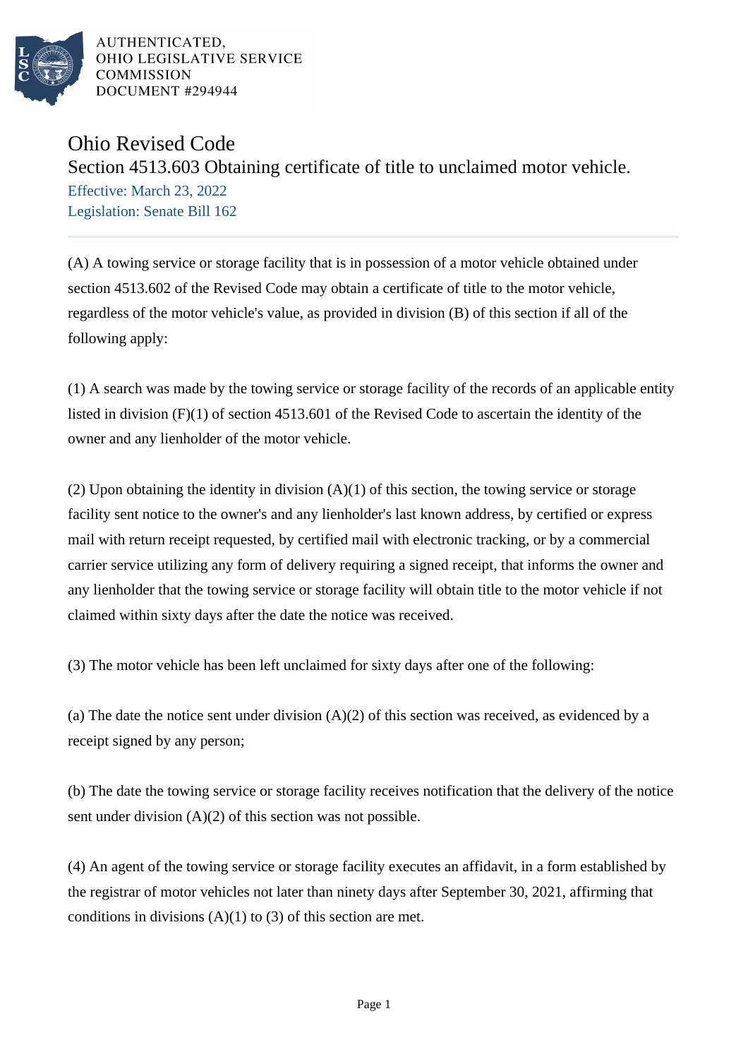AUTHENTICATED,
OHIO LEGISLATIVE SERVICE
COMMISSION
DOCUMENT #294944

# Ohio Revised Code

## Section 4513.603 Obtaining certificate of title to unclaimed motor vehicle.

Effective: March 23, 2022
Legislation: Senate Bill 162

(A) A towing service or storage facility that is in possession of a motor vehicle obtained under section 4513.602 of the Revised Code may obtain a certificate of title to the motor vehicle, regardless of the motor vehicle's value, as provided in division (B) of this section if all of the following apply:

(1) A search was made by the towing service or storage facility of the records of an applicable entity listed in division (F)(1) of section 4513.601 of the Revised Code to ascertain the identity of the owner and any lienholder of the motor vehicle.

(2) Upon obtaining the identity in division (A)(1) of this section, the towing service or storage facility sent notice to the owner's and any lienholder's last known address, by certified or express mail with return receipt requested, by certified mail with electronic tracking, or by a commercial carrier service utilizing any form of delivery requiring a signed receipt, that informs the owner and any lienholder that the towing service or storage facility will obtain title to the motor vehicle if not claimed within sixty days after the date the notice was received.

(3) The motor vehicle has been left unclaimed for sixty days after one of the following:

(a) The date the notice sent under division (A)(2) of this section was received, as evidenced by a receipt signed by any person;

(b) The date the towing service or storage facility receives notification that the delivery of the notice sent under division (A)(2) of this section was not possible.

(4) An agent of the towing service or storage facility executes an affidavit, in a form established by the registrar of motor vehicles not later than ninety days after September 30, 2021, affirming that conditions in divisions (A)(1) to (3) of this section are met.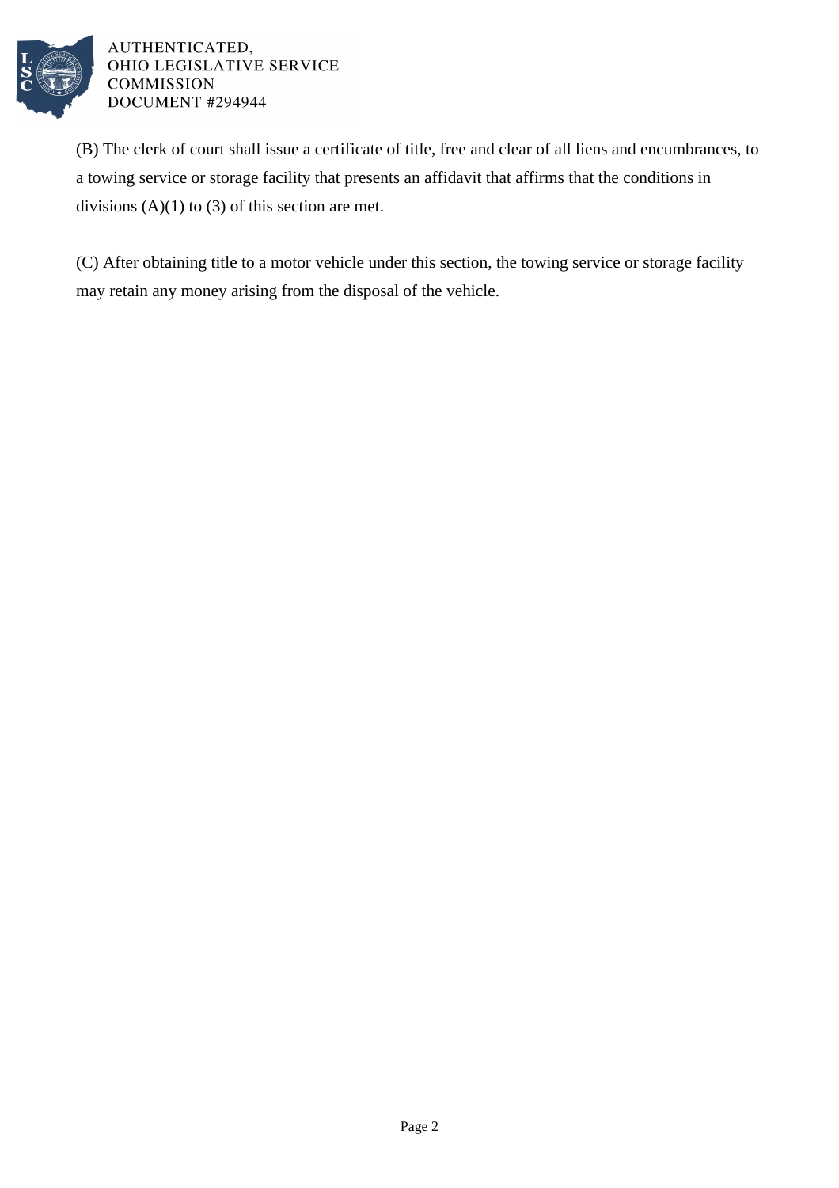(B) The clerk of court shall issue a certificate of title, free and clear of all liens and encumbrances, to a towing service or storage facility that presents an affidavit that affirms that the conditions in divisions (A)(1) to (3) of this section are met.

(C) After obtaining title to a motor vehicle under this section, the towing service or storage facility may retain any money arising from the disposal of the vehicle.